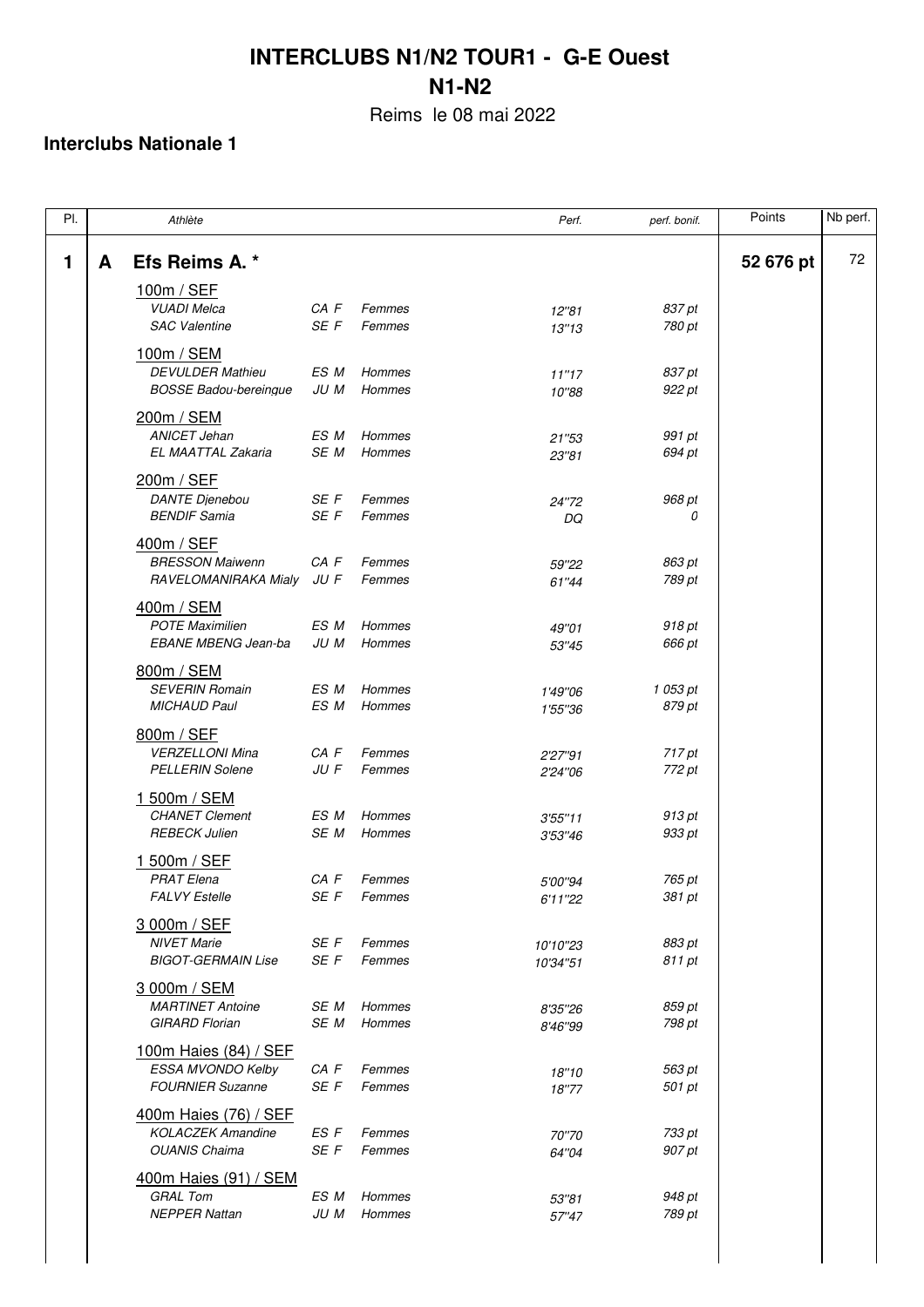# INTERCLUBS N1/N2 TOUR1 - G-E Ouest

## N1-N2

Reims le 08 mai 2022

### Interclubs Nationale 1

| Pl. | | Athlète | | | Perf. | perf. bonif. | Points | Nb perf. |
|---|---|---|---|---|---|---|---|---|
| **1** | **A** | **Efs Reims A. \*** | | | | | **52 676 pt** | 72 |
| | | 100m / SEF | | | | | | |
| | | *VUADI Melca* | *CA F* | *Femmes* | *12''81* | *837 pt* | | |
| | | *SAC Valentine* | *SE F* | *Femmes* | *13''13* | *780 pt* | | |
| | | 100m / SEM | | | | | | |
| | | *DEVULDER Mathieu* | *ES M* | *Hommes* | *11''17* | *837 pt* | | |
| | | *BOSSE Badou-bereingue* | *JU M* | *Hommes* | *10''88* | *922 pt* | | |
| | | 200m / SEM | | | | | | |
| | | *ANICET Jehan* | *ES M* | *Hommes* | *21''53* | *991 pt* | | |
| | | *EL MAATTAL Zakaria* | *SE M* | *Hommes* | *23''81* | *694 pt* | | |
| | | 200m / SEF | | | | | | |
| | | *DANTE Djenebou* | *SE F* | *Femmes* | *24''72* | *968 pt* | | |
| | | *BENDIF Samia* | *SE F* | *Femmes* | *DQ* | *0* | | |
| | | 400m / SEF | | | | | | |
| | | *BRESSON Maiwenn* | *CA F* | *Femmes* | *59''22* | *863 pt* | | |
| | | *RAVELOMANIRAKA Mialy* | *JU F* | *Femmes* | *61''44* | *789 pt* | | |
| | | 400m / SEM | | | | | | |
| | | *POTE Maximilien* | *ES M* | *Hommes* | *49''01* | *918 pt* | | |
| | | *EBANE MBENG Jean-ba* | *JU M* | *Hommes* | *53''45* | *666 pt* | | |
| | | 800m / SEM | | | | | | |
| | | *SEVERIN Romain* | *ES M* | *Hommes* | *1'49''06* | *1 053 pt* | | |
| | | *MICHAUD Paul* | *ES M* | *Hommes* | *1'55''36* | *879 pt* | | |
| | | 800m / SEF | | | | | | |
| | | *VERZELLONI Mina* | *CA F* | *Femmes* | *2'27''91* | *717 pt* | | |
| | | *PELLERIN Solene* | *JU F* | *Femmes* | *2'24''06* | *772 pt* | | |
| | | 1 500m / SEM | | | | | | |
| | | *CHANET Clement* | *ES M* | *Hommes* | *3'55''11* | *913 pt* | | |
| | | *REBECK Julien* | *SE M* | *Hommes* | *3'53''46* | *933 pt* | | |
| | | 1 500m / SEF | | | | | | |
| | | *PRAT Elena* | *CA F* | *Femmes* | *5'00''94* | *765 pt* | | |
| | | *FALVY Estelle* | *SE F* | *Femmes* | *6'11''22* | *381 pt* | | |
| | | 3 000m / SEF | | | | | | |
| | | *NIVET Marie* | *SE F* | *Femmes* | *10'10''23* | *883 pt* | | |
| | | *BIGOT-GERMAIN Lise* | *SE F* | *Femmes* | *10'34''51* | *811 pt* | | |
| | | 3 000m / SEM | | | | | | |
| | | *MARTINET Antoine* | *SE M* | *Hommes* | *8'35''26* | *859 pt* | | |
| | | *GIRARD Florian* | *SE M* | *Hommes* | *8'46''99* | *798 pt* | | |
| | | 100m Haies (84) / SEF | | | | | | |
| | | *ESSA MVONDO Kelby* | *CA F* | *Femmes* | *18''10* | *563 pt* | | |
| | | *FOURNIER Suzanne* | *SE F* | *Femmes* | *18''77* | *501 pt* | | |
| | | 400m Haies (76) / SEF | | | | | | |
| | | *KOLACZEK Amandine* | *ES F* | *Femmes* | *70''70* | *733 pt* | | |
| | | *OUANIS Chaima* | *SE F* | *Femmes* | *64''04* | *907 pt* | | |
| | | 400m Haies (91) / SEM | | | | | | |
| | | *GRAL Tom* | *ES M* | *Hommes* | *53''81* | *948 pt* | | |
| | | *NEPPER Nattan* | *JU M* | *Hommes* | *57''47* | *789 pt* | | |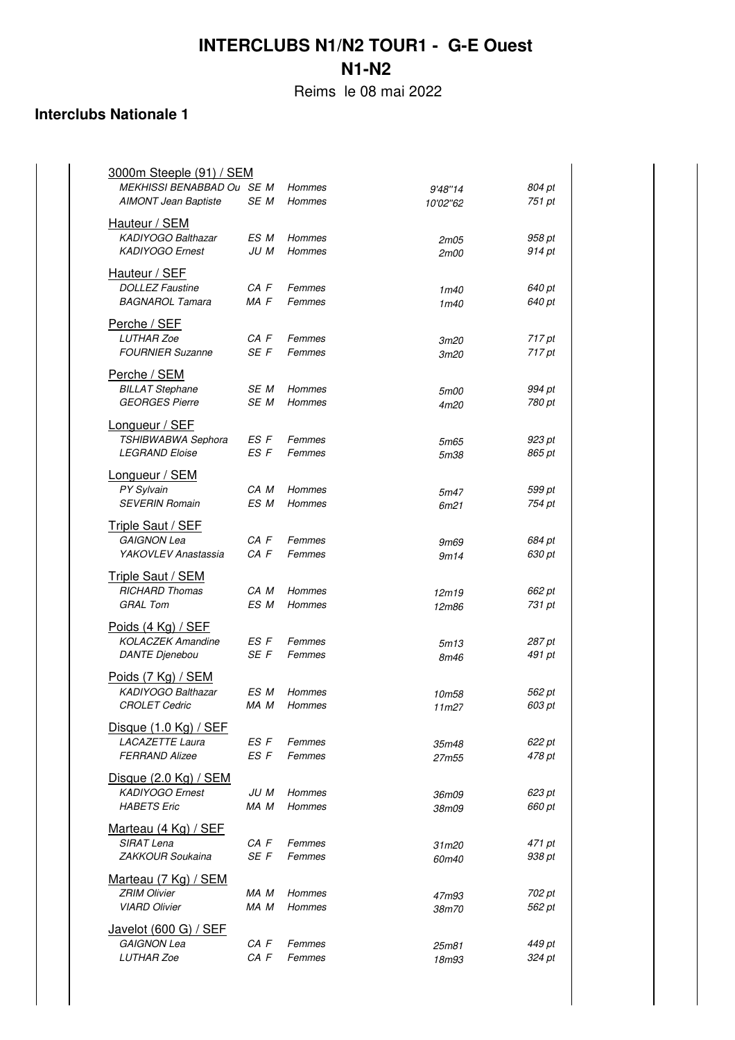# INTERCLUBS N1/N2 TOUR1 - G-E Ouest

## N1-N2

Reims le 08 mai 2022

### Interclubs Nationale 1

**3000m Steeple (91) / SEM**

| | | | | |
|---|---|---|---|---|
| MEKHISSI BENABBAD Ou | SE M | Hommes | 9'48''14 | 804 pt |
| AIMONT Jean Baptiste | SE M | Hommes | 10'02''62 | 751 pt |

**Hauteur / SEM**

| | | | | |
|---|---|---|---|---|
| KADIYOGO Balthazar | ES M | Hommes | 2m05 | 958 pt |
| KADIYOGO Ernest | JU M | Hommes | 2m00 | 914 pt |

**Hauteur / SEF**

| | | | | |
|---|---|---|---|---|
| DOLLEZ Faustine | CA F | Femmes | 1m40 | 640 pt |
| BAGNAROL Tamara | MA F | Femmes | 1m40 | 640 pt |

**Perche / SEF**

| | | | | |
|---|---|---|---|---|
| LUTHAR Zoe | CA F | Femmes | 3m20 | 717 pt |
| FOURNIER Suzanne | SE F | Femmes | 3m20 | 717 pt |

**Perche / SEM**

| | | | | |
|---|---|---|---|---|
| BILLAT Stephane | SE M | Hommes | 5m00 | 994 pt |
| GEORGES Pierre | SE M | Hommes | 4m20 | 780 pt |

**Longueur / SEF**

| | | | | |
|---|---|---|---|---|
| TSHIBWABWA Sephora | ES F | Femmes | 5m65 | 923 pt |
| LEGRAND Eloise | ES F | Femmes | 5m38 | 865 pt |

**Longueur / SEM**

| | | | | |
|---|---|---|---|---|
| PY Sylvain | CA M | Hommes | 5m47 | 599 pt |
| SEVERIN Romain | ES M | Hommes | 6m21 | 754 pt |

**Triple Saut / SEF**

| | | | | |
|---|---|---|---|---|
| GAIGNON Lea | CA F | Femmes | 9m69 | 684 pt |
| YAKOVLEV Anastassia | CA F | Femmes | 9m14 | 630 pt |

**Triple Saut / SEM**

| | | | | |
|---|---|---|---|---|
| RICHARD Thomas | CA M | Hommes | 12m19 | 662 pt |
| GRAL Tom | ES M | Hommes | 12m86 | 731 pt |

**Poids (4 Kg) / SEF**

| | | | | |
|---|---|---|---|---|
| KOLACZEK Amandine | ES F | Femmes | 5m13 | 287 pt |
| DANTE Djenebou | SE F | Femmes | 8m46 | 491 pt |

**Poids (7 Kg) / SEM**

| | | | | |
|---|---|---|---|---|
| KADIYOGO Balthazar | ES M | Hommes | 10m58 | 562 pt |
| CROLET Cedric | MA M | Hommes | 11m27 | 603 pt |

**Disque (1.0 Kg) / SEF**

| | | | | |
|---|---|---|---|---|
| LACAZETTE Laura | ES F | Femmes | 35m48 | 622 pt |
| FERRAND Alizee | ES F | Femmes | 27m55 | 478 pt |

**Disque (2.0 Kg) / SEM**

| | | | | |
|---|---|---|---|---|
| KADIYOGO Ernest | JU M | Hommes | 36m09 | 623 pt |
| HABETS Eric | MA M | Hommes | 38m09 | 660 pt |

**Marteau (4 Kg) / SEF**

| | | | | |
|---|---|---|---|---|
| SIRAT Lena | CA F | Femmes | 31m20 | 471 pt |
| ZAKKOUR Soukaina | SE F | Femmes | 60m40 | 938 pt |

**Marteau (7 Kg) / SEM**

| | | | | |
|---|---|---|---|---|
| ZRIM Olivier | MA M | Hommes | 47m93 | 702 pt |
| VIARD Olivier | MA M | Hommes | 38m70 | 562 pt |

**Javelot (600 G) / SEF**

| | | | | |
|---|---|---|---|---|
| GAIGNON Lea | CA F | Femmes | 25m81 | 449 pt |
| LUTHAR Zoe | CA F | Femmes | 18m93 | 324 pt |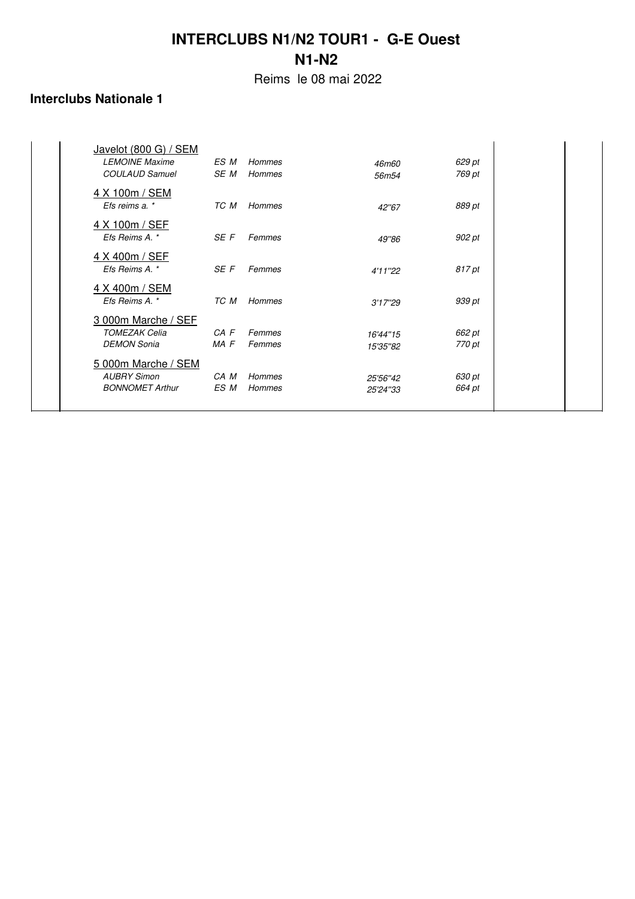# INTERCLUBS N1/N2 TOUR1 - G-E Ouest

## N1-N2

Reims le 08 mai 2022

### Interclubs Nationale 1

| | | | | |
|---|---|---|---|---|
| Javelot (800 G) / SEM | | | | |
| *LEMOINE Maxime* | *ES M* | *Hommes* | *46m60* | *629 pt* |
| *COULAUD Samuel* | *SE M* | *Hommes* | *56m54* | *769 pt* |
| 4 X 100m / SEM | | | | |
| *Efs reims a. ** | *TC M* | *Hommes* | *42''67* | *889 pt* |
| 4 X 100m / SEF | | | | |
| *Efs Reims A. ** | *SE F* | *Femmes* | *49''86* | *902 pt* |
| 4 X 400m / SEF | | | | |
| *Efs Reims A. ** | *SE F* | *Femmes* | *4'11''22* | *817 pt* |
| 4 X 400m / SEM | | | | |
| *Efs Reims A. ** | *TC M* | *Hommes* | *3'17''29* | *939 pt* |
| 3 000m Marche / SEF | | | | |
| *TOMEZAK Celia* | *CA F* | *Femmes* | *16'44''15* | *662 pt* |
| *DEMON Sonia* | *MA F* | *Femmes* | *15'35''82* | *770 pt* |
| 5 000m Marche / SEM | | | | |
| *AUBRY Simon* | *CA M* | *Hommes* | *25'56''42* | *630 pt* |
| *BONNOMET Arthur* | *ES M* | *Hommes* | *25'24''33* | *664 pt* |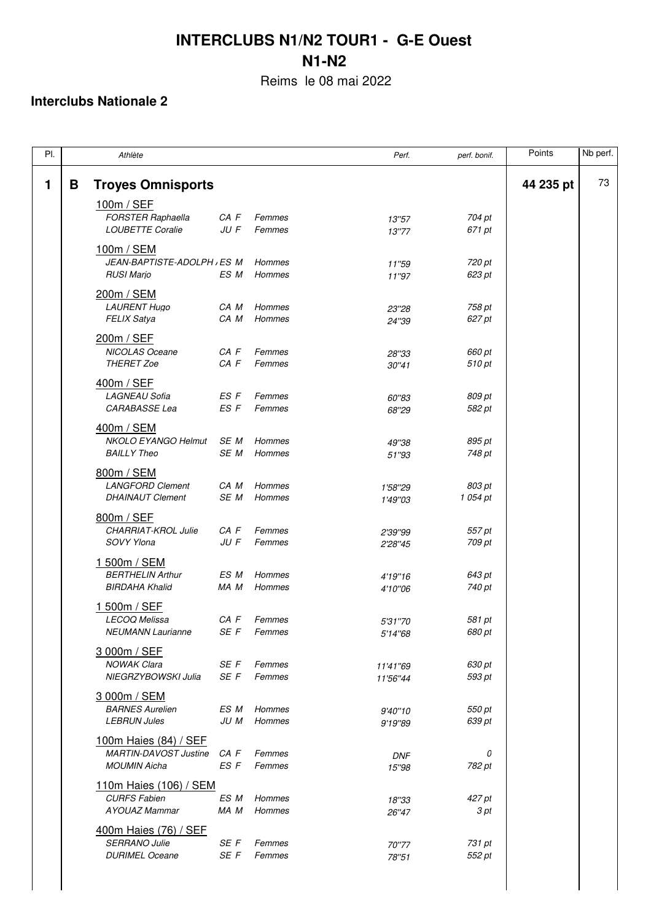# INTERCLUBS N1/N2 TOUR1 - G-E Ouest

## N1-N2

Reims le 08 mai 2022

### Interclubs Nationale 2

| Pl. | | Athlète | | | Perf. | perf. bonif. | Points | Nb perf. |
|---|---|---|---|---|---|---|---|---|
| **1** | **B** | **Troyes Omnisports** | | | | | **44 235 pt** | 73 |
| | | 100m / SEF | | | | | | |
| | | *FORSTER Raphaella* | *CA F* | *Femmes* | *13''57* | *704 pt* | | |
| | | *LOUBETTE Coralie* | *JU F* | *Femmes* | *13''77* | *671 pt* | | |
| | | 100m / SEM | | | | | | |
| | | *JEAN-BAPTISTE-ADOLPH* | *ES M* | *Hommes* | *11''59* | *720 pt* | | |
| | | *RUSI Marjo* | *ES M* | *Hommes* | *11''97* | *623 pt* | | |
| | | 200m / SEM | | | | | | |
| | | *LAURENT Hugo* | *CA M* | *Hommes* | *23''28* | *758 pt* | | |
| | | *FELIX Satya* | *CA M* | *Hommes* | *24''39* | *627 pt* | | |
| | | 200m / SEF | | | | | | |
| | | *NICOLAS Oceane* | *CA F* | *Femmes* | *28''33* | *660 pt* | | |
| | | *THERET Zoe* | *CA F* | *Femmes* | *30''41* | *510 pt* | | |
| | | 400m / SEF | | | | | | |
| | | *LAGNEAU Sofia* | *ES F* | *Femmes* | *60''83* | *809 pt* | | |
| | | *CARABASSE Lea* | *ES F* | *Femmes* | *68''29* | *582 pt* | | |
| | | 400m / SEM | | | | | | |
| | | *NKOLO EYANGO Helmut* | *SE M* | *Hommes* | *49''38* | *895 pt* | | |
| | | *BAILLY Theo* | *SE M* | *Hommes* | *51''93* | *748 pt* | | |
| | | 800m / SEM | | | | | | |
| | | *LANGFORD Clement* | *CA M* | *Hommes* | *1'58''29* | *803 pt* | | |
| | | *DHAINAUT Clement* | *SE M* | *Hommes* | *1'49''03* | *1 054 pt* | | |
| | | 800m / SEF | | | | | | |
| | | *CHARRIAT-KROL Julie* | *CA F* | *Femmes* | *2'39''99* | *557 pt* | | |
| | | *SOVY Ylona* | *JU F* | *Femmes* | *2'28''45* | *709 pt* | | |
| | | 1 500m / SEM | | | | | | |
| | | *BERTHELIN Arthur* | *ES M* | *Hommes* | *4'19''16* | *643 pt* | | |
| | | *BIRDAHA Khalid* | *MA M* | *Hommes* | *4'10''06* | *740 pt* | | |
| | | 1 500m / SEF | | | | | | |
| | | *LECOQ Melissa* | *CA F* | *Femmes* | *5'31''70* | *581 pt* | | |
| | | *NEUMANN Laurianne* | *SE F* | *Femmes* | *5'14''68* | *680 pt* | | |
| | | 3 000m / SEF | | | | | | |
| | | *NOWAK Clara* | *SE F* | *Femmes* | *11'41''69* | *630 pt* | | |
| | | *NIEGRZYBOWSKI Julia* | *SE F* | *Femmes* | *11'56''44* | *593 pt* | | |
| | | 3 000m / SEM | | | | | | |
| | | *BARNES Aurelien* | *ES M* | *Hommes* | *9'40''10* | *550 pt* | | |
| | | *LEBRUN Jules* | *JU M* | *Hommes* | *9'19''89* | *639 pt* | | |
| | | 100m Haies (84) / SEF | | | | | | |
| | | *MARTIN-DAVOST Justine* | *CA F* | *Femmes* | *DNF* | *0* | | |
| | | *MOUMIN Aicha* | *ES F* | *Femmes* | *15''98* | *782 pt* | | |
| | | 110m Haies (106) / SEM | | | | | | |
| | | *CURFS Fabien* | *ES M* | *Hommes* | *18''33* | *427 pt* | | |
| | | *AYOUAZ Mammar* | *MA M* | *Hommes* | *26''47* | *3 pt* | | |
| | | 400m Haies (76) / SEF | | | | | | |
| | | *SERRANO Julie* | *SE F* | *Femmes* | *70''77* | *731 pt* | | |
| | | *DURIMEL Oceane* | *SE F* | *Femmes* | *78''51* | *552 pt* | | |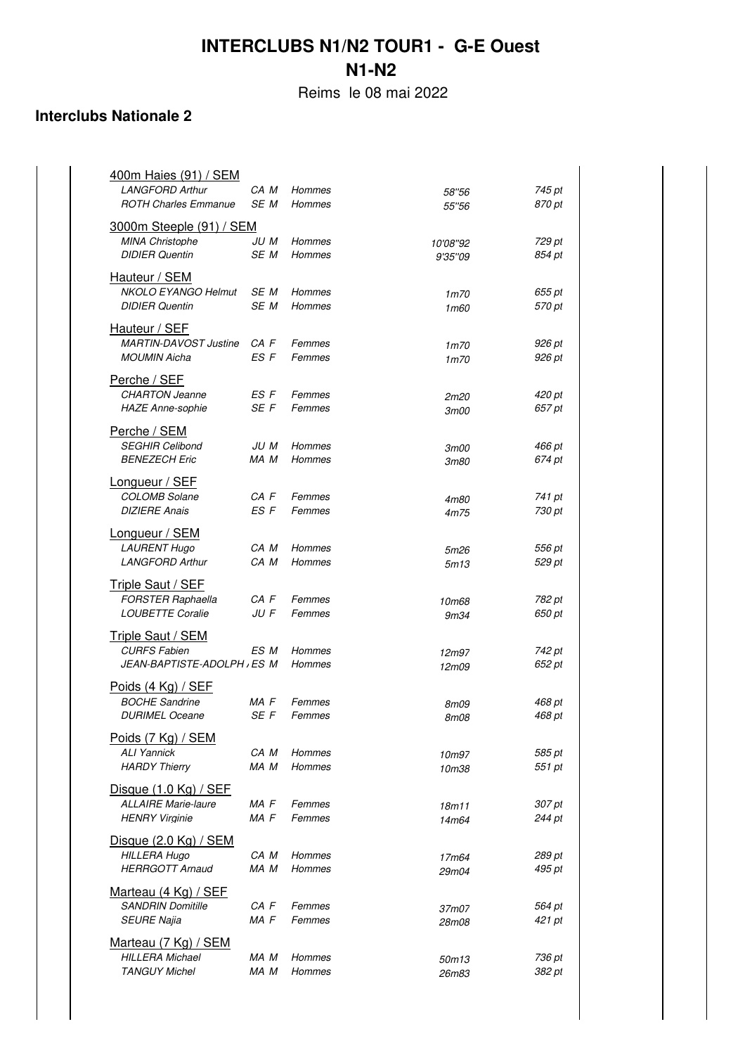# INTERCLUBS N1/N2 TOUR1 - G-E Ouest

## N1-N2

Reims le 08 mai 2022

### Interclubs Nationale 2

**400m Haies (91) / SEM**

| | | | | |
|---|---|---|---|---|
| *LANGFORD Arthur* | *CA M* | *Hommes* | *58''56* | *745 pt* |
| *ROTH Charles Emmanue* | *SE M* | *Hommes* | *55''56* | *870 pt* |

**3000m Steeple (91) / SEM**

| | | | | |
|---|---|---|---|---|
| *MINA Christophe* | *JU M* | *Hommes* | *10'08''92* | *729 pt* |
| *DIDIER Quentin* | *SE M* | *Hommes* | *9'35''09* | *854 pt* |

**Hauteur / SEM**

| | | | | |
|---|---|---|---|---|
| *NKOLO EYANGO Helmut* | *SE M* | *Hommes* | *1m70* | *655 pt* |
| *DIDIER Quentin* | *SE M* | *Hommes* | *1m60* | *570 pt* |

**Hauteur / SEF**

| | | | | |
|---|---|---|---|---|
| *MARTIN-DAVOST Justine* | *CA F* | *Femmes* | *1m70* | *926 pt* |
| *MOUMIN Aicha* | *ES F* | *Femmes* | *1m70* | *926 pt* |

**Perche / SEF**

| | | | | |
|---|---|---|---|---|
| *CHARTON Jeanne* | *ES F* | *Femmes* | *2m20* | *420 pt* |
| *HAZE Anne-sophie* | *SE F* | *Femmes* | *3m00* | *657 pt* |

**Perche / SEM**

| | | | | |
|---|---|---|---|---|
| *SEGHIR Celibond* | *JU M* | *Hommes* | *3m00* | *466 pt* |
| *BENEZECH Eric* | *MA M* | *Hommes* | *3m80* | *674 pt* |

**Longueur / SEF**

| | | | | |
|---|---|---|---|---|
| *COLOMB Solane* | *CA F* | *Femmes* | *4m80* | *741 pt* |
| *DIZIERE Anais* | *ES F* | *Femmes* | *4m75* | *730 pt* |

**Longueur / SEM**

| | | | | |
|---|---|---|---|---|
| *LAURENT Hugo* | *CA M* | *Hommes* | *5m26* | *556 pt* |
| *LANGFORD Arthur* | *CA M* | *Hommes* | *5m13* | *529 pt* |

**Triple Saut / SEF**

| | | | | |
|---|---|---|---|---|
| *FORSTER Raphaella* | *CA F* | *Femmes* | *10m68* | *782 pt* |
| *LOUBETTE Coralie* | *JU F* | *Femmes* | *9m34* | *650 pt* |

**Triple Saut / SEM**

| | | | | |
|---|---|---|---|---|
| *CURFS Fabien* | *ES M* | *Hommes* | *12m97* | *742 pt* |
| *JEAN-BAPTISTE-ADOLPH A* | *ES M* | *Hommes* | *12m09* | *652 pt* |

**Poids (4 Kg) / SEF**

| | | | | |
|---|---|---|---|---|
| *BOCHE Sandrine* | *MA F* | *Femmes* | *8m09* | *468 pt* |
| *DURIMEL Oceane* | *SE F* | *Femmes* | *8m08* | *468 pt* |

**Poids (7 Kg) / SEM**

| | | | | |
|---|---|---|---|---|
| *ALI Yannick* | *CA M* | *Hommes* | *10m97* | *585 pt* |
| *HARDY Thierry* | *MA M* | *Hommes* | *10m38* | *551 pt* |

**Disque (1.0 Kg) / SEF**

| | | | | |
|---|---|---|---|---|
| *ALLAIRE Marie-laure* | *MA F* | *Femmes* | *18m11* | *307 pt* |
| *HENRY Virginie* | *MA F* | *Femmes* | *14m64* | *244 pt* |

**Disque (2.0 Kg) / SEM**

| | | | | |
|---|---|---|---|---|
| *HILLERA Hugo* | *CA M* | *Hommes* | *17m64* | *289 pt* |
| *HERRGOTT Arnaud* | *MA M* | *Hommes* | *29m04* | *495 pt* |

**Marteau (4 Kg) / SEF**

| | | | | |
|---|---|---|---|---|
| *SANDRIN Domitille* | *CA F* | *Femmes* | *37m07* | *564 pt* |
| *SEURE Najia* | *MA F* | *Femmes* | *28m08* | *421 pt* |

**Marteau (7 Kg) / SEM**

| | | | | |
|---|---|---|---|---|
| *HILLERA Michael* | *MA M* | *Hommes* | *50m13* | *736 pt* |
| *TANGUY Michel* | *MA M* | *Hommes* | *26m83* | *382 pt* |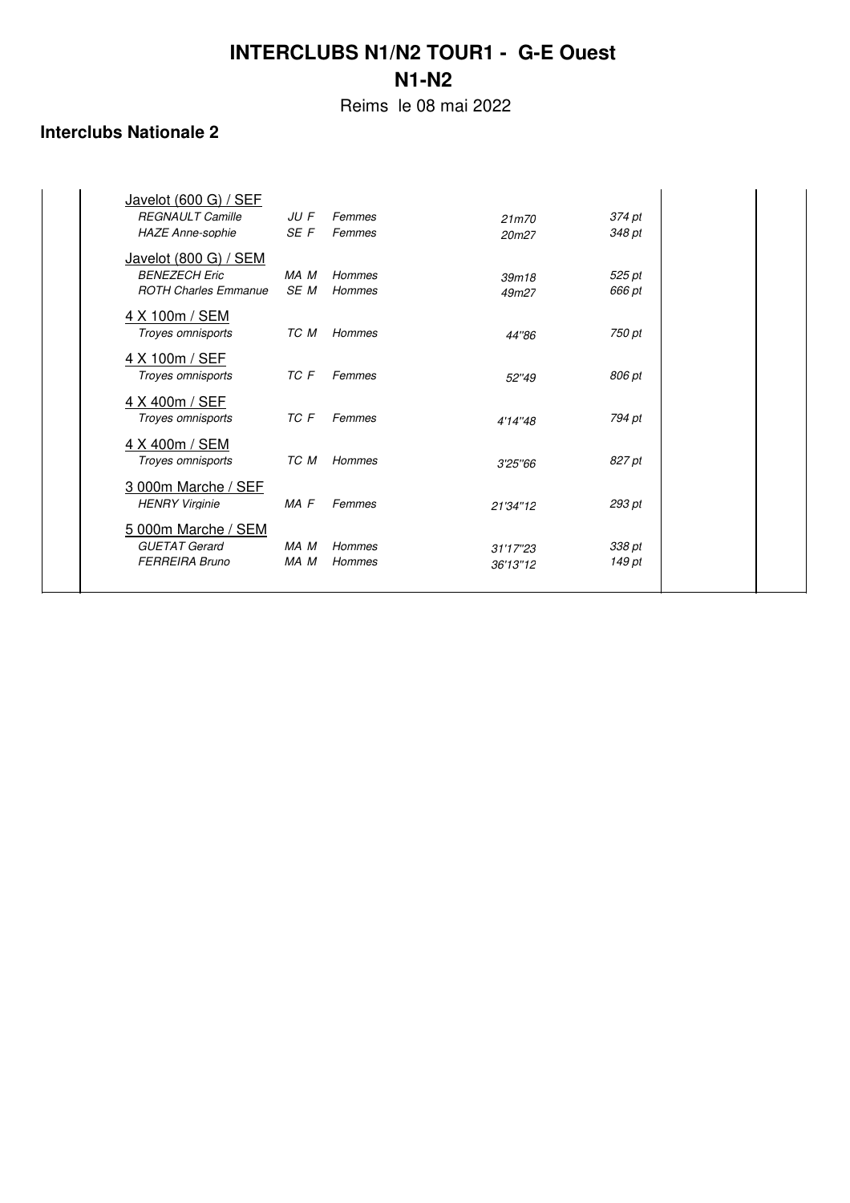# INTERCLUBS N1/N2 TOUR1 - G-E Ouest

## N1-N2

Reims le 08 mai 2022

### Interclubs Nationale 2

| | | | | |
|---|---|---|---|---|
| Javelot (600 G) / SEF | | | | |
| *REGNAULT Camille* | *JU F* | *Femmes* | *21m70* | *374 pt* |
| *HAZE Anne-sophie* | *SE F* | *Femmes* | *20m27* | *348 pt* |
| Javelot (800 G) / SEM | | | | |
| *BENEZECH Eric* | *MA M* | *Hommes* | *39m18* | *525 pt* |
| *ROTH Charles Emmanue* | *SE M* | *Hommes* | *49m27* | *666 pt* |
| 4 X 100m / SEM | | | | |
| *Troyes omnisports* | *TC M* | *Hommes* | *44''86* | *750 pt* |
| 4 X 100m / SEF | | | | |
| *Troyes omnisports* | *TC F* | *Femmes* | *52''49* | *806 pt* |
| 4 X 400m / SEF | | | | |
| *Troyes omnisports* | *TC F* | *Femmes* | *4'14''48* | *794 pt* |
| 4 X 400m / SEM | | | | |
| *Troyes omnisports* | *TC M* | *Hommes* | *3'25''66* | *827 pt* |
| 3 000m Marche / SEF | | | | |
| *HENRY Virginie* | *MA F* | *Femmes* | *21'34''12* | *293 pt* |
| 5 000m Marche / SEM | | | | |
| *GUETAT Gerard* | *MA M* | *Hommes* | *31'17''23* | *338 pt* |
| *FERREIRA Bruno* | *MA M* | *Hommes* | *36'13''12* | *149 pt* |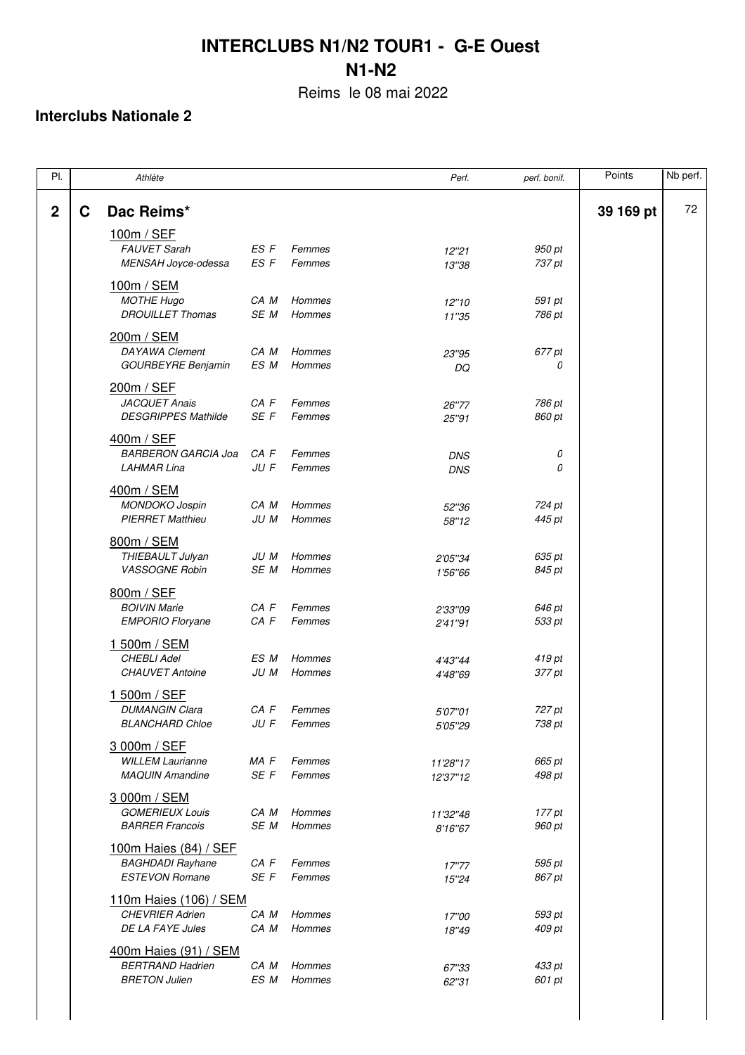# INTERCLUBS N1/N2 TOUR1 - G-E Ouest

## N1-N2

Reims le 08 mai 2022

### Interclubs Nationale 2

| Pl. | | Athlète | | | Perf. | perf. bonif. | Points | Nb perf. |
|---|---|---|---|---|---|---|---|---|
| **2** | **C** | **Dac Reims*** | | | | | **39 169 pt** | 72 |
| | | 100m / SEF | | | | | | |
| | | *FAUVET Sarah* | *ES F* | *Femmes* | *12''21* | *950 pt* | | |
| | | *MENSAH Joyce-odessa* | *ES F* | *Femmes* | *13''38* | *737 pt* | | |
| | | 100m / SEM | | | | | | |
| | | *MOTHE Hugo* | *CA M* | *Hommes* | *12''10* | *591 pt* | | |
| | | *DROUILLET Thomas* | *SE M* | *Hommes* | *11''35* | *786 pt* | | |
| | | 200m / SEM | | | | | | |
| | | *DAYAWA Clement* | *CA M* | *Hommes* | *23''95* | *677 pt* | | |
| | | *GOURBEYRE Benjamin* | *ES M* | *Hommes* | *DQ* | *0* | | |
| | | 200m / SEF | | | | | | |
| | | *JACQUET Anais* | *CA F* | *Femmes* | *26''77* | *786 pt* | | |
| | | *DESGRIPPES Mathilde* | *SE F* | *Femmes* | *25''91* | *860 pt* | | |
| | | 400m / SEF | | | | | | |
| | | *BARBERON GARCIA Joa* | *CA F* | *Femmes* | *DNS* | *0* | | |
| | | *LAHMAR Lina* | *JU F* | *Femmes* | *DNS* | *0* | | |
| | | 400m / SEM | | | | | | |
| | | *MONDOKO Jospin* | *CA M* | *Hommes* | *52''36* | *724 pt* | | |
| | | *PIERRET Matthieu* | *JU M* | *Hommes* | *58''12* | *445 pt* | | |
| | | 800m / SEM | | | | | | |
| | | *THIEBAULT Julyan* | *JU M* | *Hommes* | *2'05''34* | *635 pt* | | |
| | | *VASSOGNE Robin* | *SE M* | *Hommes* | *1'56''66* | *845 pt* | | |
| | | 800m / SEF | | | | | | |
| | | *BOIVIN Marie* | *CA F* | *Femmes* | *2'33''09* | *646 pt* | | |
| | | *EMPORIO Floryane* | *CA F* | *Femmes* | *2'41''91* | *533 pt* | | |
| | | 1 500m / SEM | | | | | | |
| | | *CHEBLI Adel* | *ES M* | *Hommes* | *4'43''44* | *419 pt* | | |
| | | *CHAUVET Antoine* | *JU M* | *Hommes* | *4'48''69* | *377 pt* | | |
| | | 1 500m / SEF | | | | | | |
| | | *DUMANGIN Clara* | *CA F* | *Femmes* | *5'07''01* | *727 pt* | | |
| | | *BLANCHARD Chloe* | *JU F* | *Femmes* | *5'05''29* | *738 pt* | | |
| | | 3 000m / SEF | | | | | | |
| | | *WILLEM Laurianne* | *MA F* | *Femmes* | *11'28''17* | *665 pt* | | |
| | | *MAQUIN Amandine* | *SE F* | *Femmes* | *12'37''12* | *498 pt* | | |
| | | 3 000m / SEM | | | | | | |
| | | *GOMERIEUX Louis* | *CA M* | *Hommes* | *11'32''48* | *177 pt* | | |
| | | *BARRER Francois* | *SE M* | *Hommes* | *8'16''67* | *960 pt* | | |
| | | 100m Haies (84) / SEF | | | | | | |
| | | *BAGHDADI Rayhane* | *CA F* | *Femmes* | *17''77* | *595 pt* | | |
| | | *ESTEVON Romane* | *SE F* | *Femmes* | *15''24* | *867 pt* | | |
| | | 110m Haies (106) / SEM | | | | | | |
| | | *CHEVRIER Adrien* | *CA M* | *Hommes* | *17''00* | *593 pt* | | |
| | | *DE LA FAYE Jules* | *CA M* | *Hommes* | *18''49* | *409 pt* | | |
| | | 400m Haies (91) / SEM | | | | | | |
| | | *BERTRAND Hadrien* | *CA M* | *Hommes* | *67''33* | *433 pt* | | |
| | | *BRETON Julien* | *ES M* | *Hommes* | *62''31* | *601 pt* | | |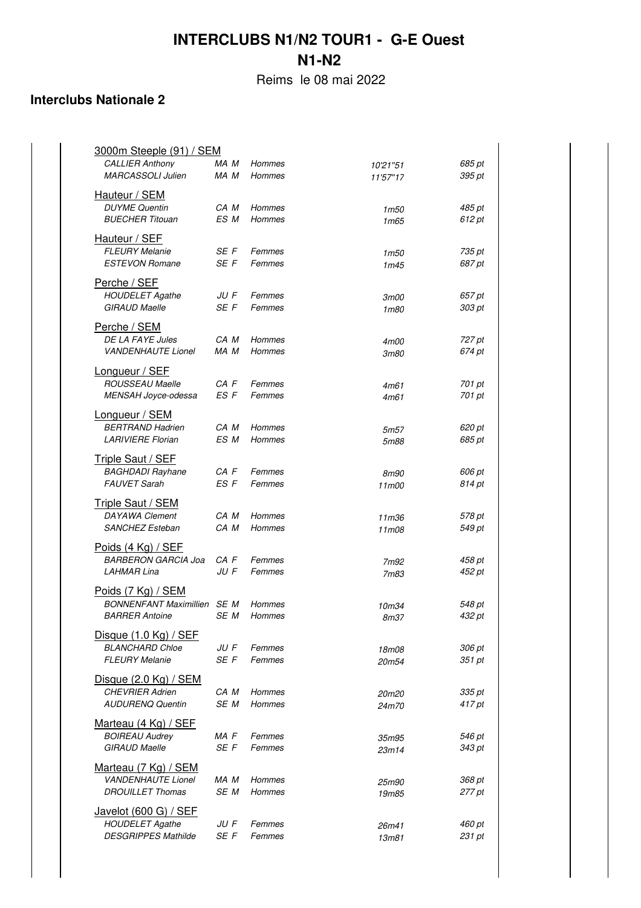# INTERCLUBS N1/N2 TOUR1 - G-E Ouest

## N1-N2

Reims le 08 mai 2022

### Interclubs Nationale 2

**3000m Steeple (91) / SEM**

| | | | | |
|---|---|---|---|---|
| *CALLIER Anthony* | *MA M* | *Hommes* | *10'21''51* | *685 pt* |
| *MARCASSOLI Julien* | *MA M* | *Hommes* | *11'57''17* | *395 pt* |

**Hauteur / SEM**

| | | | | |
|---|---|---|---|---|
| *DUYME Quentin* | *CA M* | *Hommes* | *1m50* | *485 pt* |
| *BUECHER Titouan* | *ES M* | *Hommes* | *1m65* | *612 pt* |

**Hauteur / SEF**

| | | | | |
|---|---|---|---|---|
| *FLEURY Melanie* | *SE F* | *Femmes* | *1m50* | *735 pt* |
| *ESTEVON Romane* | *SE F* | *Femmes* | *1m45* | *687 pt* |

**Perche / SEF**

| | | | | |
|---|---|---|---|---|
| *HOUDELET Agathe* | *JU F* | *Femmes* | *3m00* | *657 pt* |
| *GIRAUD Maelle* | *SE F* | *Femmes* | *1m80* | *303 pt* |

**Perche / SEM**

| | | | | |
|---|---|---|---|---|
| *DE LA FAYE Jules* | *CA M* | *Hommes* | *4m00* | *727 pt* |
| *VANDENHAUTE Lionel* | *MA M* | *Hommes* | *3m80* | *674 pt* |

**Longueur / SEF**

| | | | | |
|---|---|---|---|---|
| *ROUSSEAU Maelle* | *CA F* | *Femmes* | *4m61* | *701 pt* |
| *MENSAH Joyce-odessa* | *ES F* | *Femmes* | *4m61* | *701 pt* |

**Longueur / SEM**

| | | | | |
|---|---|---|---|---|
| *BERTRAND Hadrien* | *CA M* | *Hommes* | *5m57* | *620 pt* |
| *LARIVIERE Florian* | *ES M* | *Hommes* | *5m88* | *685 pt* |

**Triple Saut / SEF**

| | | | | |
|---|---|---|---|---|
| *BAGHDADI Rayhane* | *CA F* | *Femmes* | *8m90* | *606 pt* |
| *FAUVET Sarah* | *ES F* | *Femmes* | *11m00* | *814 pt* |

**Triple Saut / SEM**

| | | | | |
|---|---|---|---|---|
| *DAYAWA Clement* | *CA M* | *Hommes* | *11m36* | *578 pt* |
| *SANCHEZ Esteban* | *CA M* | *Hommes* | *11m08* | *549 pt* |

**Poids (4 Kg) / SEF**

| | | | | |
|---|---|---|---|---|
| *BARBERON GARCIA Joa* | *CA F* | *Femmes* | *7m92* | *458 pt* |
| *LAHMAR Lina* | *JU F* | *Femmes* | *7m83* | *452 pt* |

**Poids (7 Kg) / SEM**

| | | | | |
|---|---|---|---|---|
| *BONNENFANT Maximillien* | *SE M* | *Hommes* | *10m34* | *548 pt* |
| *BARRER Antoine* | *SE M* | *Hommes* | *8m37* | *432 pt* |

**Disque (1.0 Kg) / SEF**

| | | | | |
|---|---|---|---|---|
| *BLANCHARD Chloe* | *JU F* | *Femmes* | *18m08* | *306 pt* |
| *FLEURY Melanie* | *SE F* | *Femmes* | *20m54* | *351 pt* |

**Disque (2.0 Kg) / SEM**

| | | | | |
|---|---|---|---|---|
| *CHEVRIER Adrien* | *CA M* | *Hommes* | *20m20* | *335 pt* |
| *AUDURENQ Quentin* | *SE M* | *Hommes* | *24m70* | *417 pt* |

**Marteau (4 Kg) / SEF**

| | | | | |
|---|---|---|---|---|
| *BOIREAU Audrey* | *MA F* | *Femmes* | *35m95* | *546 pt* |
| *GIRAUD Maelle* | *SE F* | *Femmes* | *23m14* | *343 pt* |

**Marteau (7 Kg) / SEM**

| | | | | |
|---|---|---|---|---|
| *VANDENHAUTE Lionel* | *MA M* | *Hommes* | *25m90* | *368 pt* |
| *DROUILLET Thomas* | *SE M* | *Hommes* | *19m85* | *277 pt* |

**Javelot (600 G) / SEF**

| | | | | |
|---|---|---|---|---|
| *HOUDELET Agathe* | *JU F* | *Femmes* | *26m41* | *460 pt* |
| *DESGRIPPES Mathilde* | *SE F* | *Femmes* | *13m81* | *231 pt* |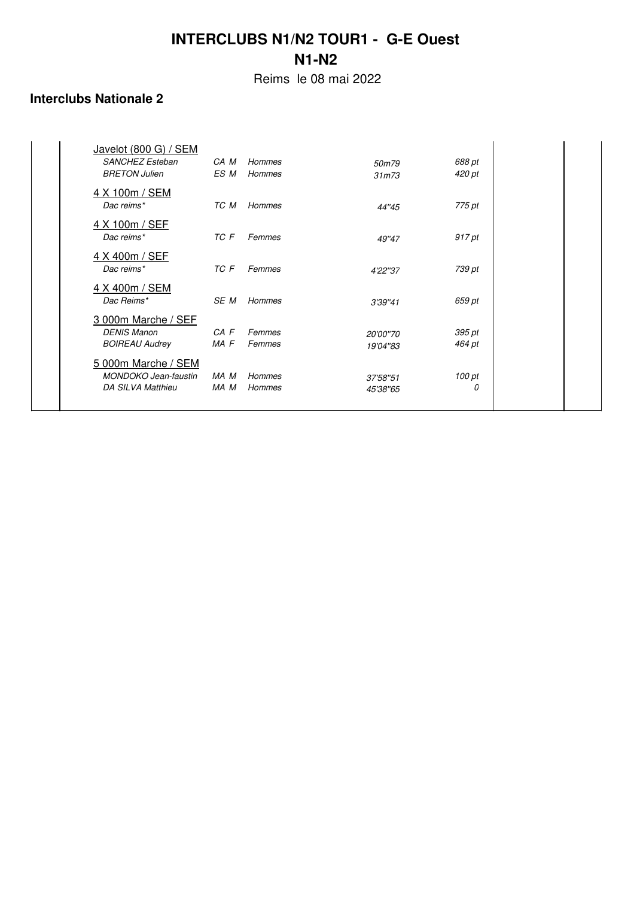# INTERCLUBS N1/N2 TOUR1 - G-E Ouest

## N1-N2

Reims le 08 mai 2022

### Interclubs Nationale 2

| Épreuve / Athlète | Cat. | Sexe | Performance | Points |
|---|---|---|---|---|
| <u>Javelot (800 G) / SEM</u> | | | | |
| *SANCHEZ Esteban* | *CA M* | *Hommes* | *50m79* | *688 pt* |
| *BRETON Julien* | *ES M* | *Hommes* | *31m73* | *420 pt* |
| <u>4 X 100m / SEM</u> | | | | |
| *Dac reims** | *TC M* | *Hommes* | *44''45* | *775 pt* |
| <u>4 X 100m / SEF</u> | | | | |
| *Dac reims** | *TC F* | *Femmes* | *49''47* | *917 pt* |
| <u>4 X 400m / SEF</u> | | | | |
| *Dac reims** | *TC F* | *Femmes* | *4'22''37* | *739 pt* |
| <u>4 X 400m / SEM</u> | | | | |
| *Dac Reims** | *SE M* | *Hommes* | *3'39''41* | *659 pt* |
| <u>3 000m Marche / SEF</u> | | | | |
| *DENIS Manon* | *CA F* | *Femmes* | *20'00''70* | *395 pt* |
| *BOIREAU Audrey* | *MA F* | *Femmes* | *19'04''83* | *464 pt* |
| <u>5 000m Marche / SEM</u> | | | | |
| *MONDOKO Jean-faustin* | *MA M* | *Hommes* | *37'58''51* | *100 pt* |
| *DA SILVA Matthieu* | *MA M* | *Hommes* | *45'38''65* | *0* |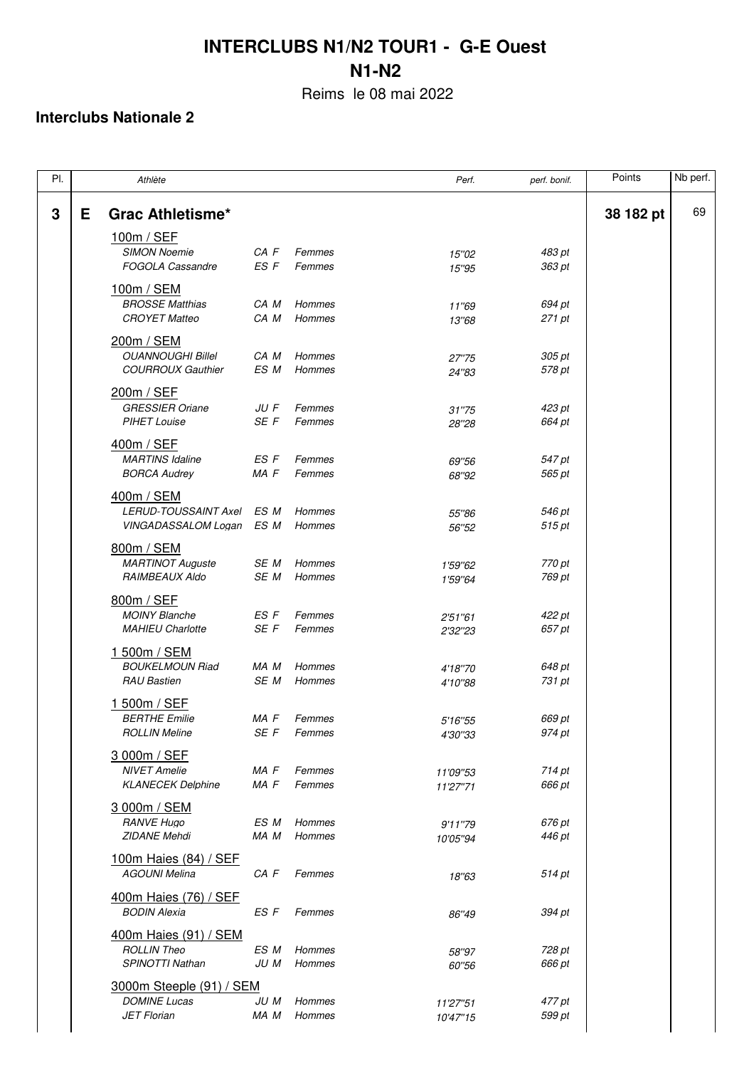# INTERCLUBS N1/N2 TOUR1 - G-E Ouest

## N1-N2

Reims le 08 mai 2022

### Interclubs Nationale 2

| Pl. | | Athlète | | | Perf. | perf. bonif. | Points | Nb perf. |
|---|---|---|---|---|---|---|---|---|
| **3** | **E** | **Grac Athletisme*** | | | | | **38 182 pt** | 69 |
| | | 100m / SEF | | | | | | |
| | | *SIMON Noemie* | *CA F* | *Femmes* | *15''02* | *483 pt* | | |
| | | *FOGOLA Cassandre* | *ES F* | *Femmes* | *15''95* | *363 pt* | | |
| | | 100m / SEM | | | | | | |
| | | *BROSSE Matthias* | *CA M* | *Hommes* | *11''69* | *694 pt* | | |
| | | *CROYET Matteo* | *CA M* | *Hommes* | *13''68* | *271 pt* | | |
| | | 200m / SEM | | | | | | |
| | | *OUANNOUGHI Billel* | *CA M* | *Hommes* | *27''75* | *305 pt* | | |
| | | *COURROUX Gauthier* | *ES M* | *Hommes* | *24''83* | *578 pt* | | |
| | | 200m / SEF | | | | | | |
| | | *GRESSIER Oriane* | *JU F* | *Femmes* | *31''75* | *423 pt* | | |
| | | *PIHET Louise* | *SE F* | *Femmes* | *28''28* | *664 pt* | | |
| | | 400m / SEF | | | | | | |
| | | *MARTINS Idaline* | *ES F* | *Femmes* | *69''56* | *547 pt* | | |
| | | *BORCA Audrey* | *MA F* | *Femmes* | *68''92* | *565 pt* | | |
| | | 400m / SEM | | | | | | |
| | | *LERUD-TOUSSAINT Axel* | *ES M* | *Hommes* | *55''86* | *546 pt* | | |
| | | *VINGADASSALOM Logan* | *ES M* | *Hommes* | *56''52* | *515 pt* | | |
| | | 800m / SEM | | | | | | |
| | | *MARTINOT Auguste* | *SE M* | *Hommes* | *1'59''62* | *770 pt* | | |
| | | *RAIMBEAUX Aldo* | *SE M* | *Hommes* | *1'59''64* | *769 pt* | | |
| | | 800m / SEF | | | | | | |
| | | *MOINY Blanche* | *ES F* | *Femmes* | *2'51''61* | *422 pt* | | |
| | | *MAHIEU Charlotte* | *SE F* | *Femmes* | *2'32''23* | *657 pt* | | |
| | | 1 500m / SEM | | | | | | |
| | | *BOUKELMOUN Riad* | *MA M* | *Hommes* | *4'18''70* | *648 pt* | | |
| | | *RAU Bastien* | *SE M* | *Hommes* | *4'10''88* | *731 pt* | | |
| | | 1 500m / SEF | | | | | | |
| | | *BERTHE Emilie* | *MA F* | *Femmes* | *5'16''55* | *669 pt* | | |
| | | *ROLLIN Meline* | *SE F* | *Femmes* | *4'30''33* | *974 pt* | | |
| | | 3 000m / SEF | | | | | | |
| | | *NIVET Amelie* | *MA F* | *Femmes* | *11'09''53* | *714 pt* | | |
| | | *KLANECEK Delphine* | *MA F* | *Femmes* | *11'27''71* | *666 pt* | | |
| | | 3 000m / SEM | | | | | | |
| | | *RANVE Hugo* | *ES M* | *Hommes* | *9'11''79* | *676 pt* | | |
| | | *ZIDANE Mehdi* | *MA M* | *Hommes* | *10'05''94* | *446 pt* | | |
| | | 100m Haies (84) / SEF | | | | | | |
| | | *AGOUNI Melina* | *CA F* | *Femmes* | *18''63* | *514 pt* | | |
| | | 400m Haies (76) / SEF | | | | | | |
| | | *BODIN Alexia* | *ES F* | *Femmes* | *86''49* | *394 pt* | | |
| | | 400m Haies (91) / SEM | | | | | | |
| | | *ROLLIN Theo* | *ES M* | *Hommes* | *58''97* | *728 pt* | | |
| | | *SPINOTTI Nathan* | *JU M* | *Hommes* | *60''56* | *666 pt* | | |
| | | 3000m Steeple (91) / SEM | | | | | | |
| | | *DOMINE Lucas* | *JU M* | *Hommes* | *11'27''51* | *477 pt* | | |
| | | *JET Florian* | *MA M* | *Hommes* | *10'47''15* | *599 pt* | | |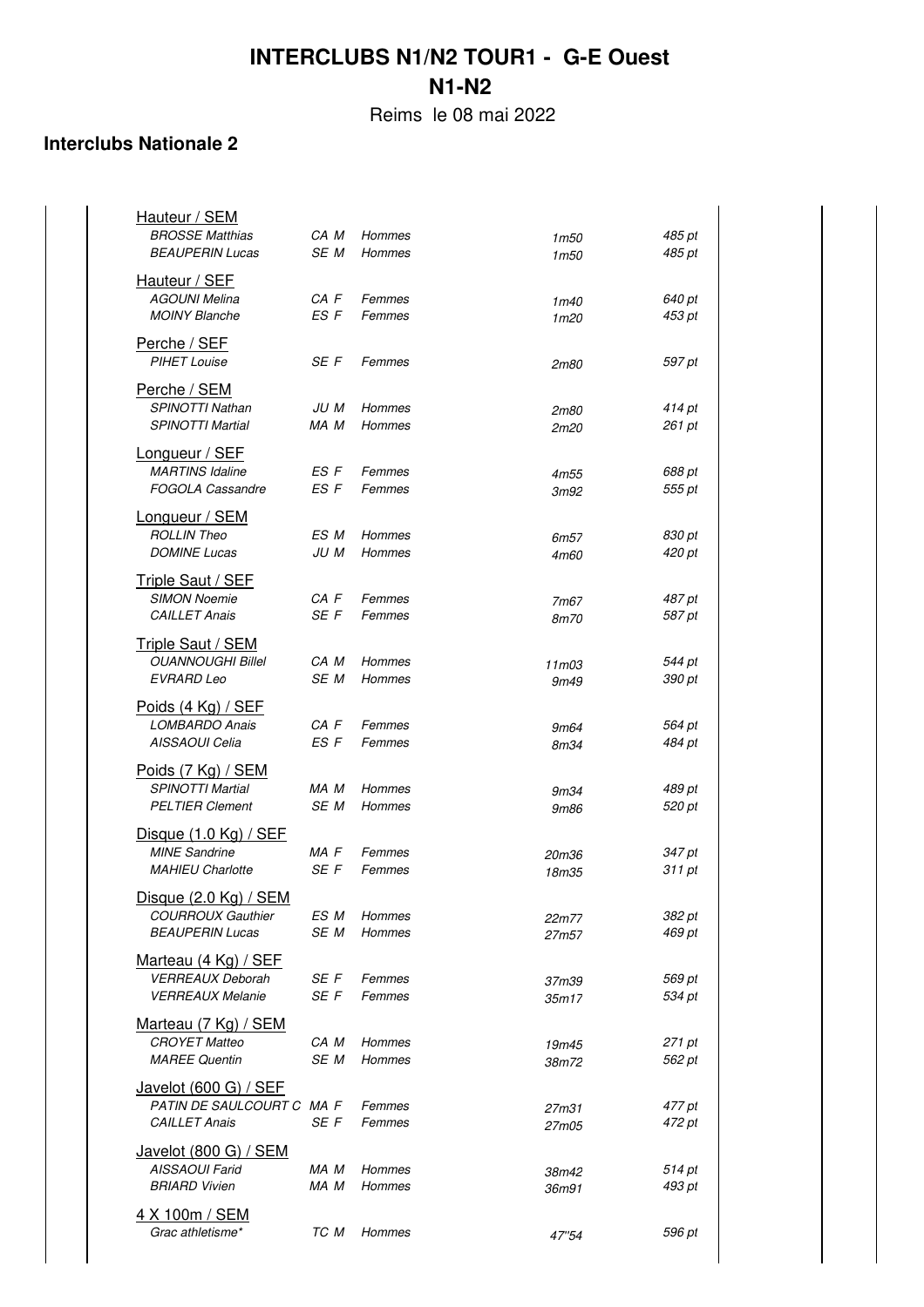# INTERCLUBS N1/N2 TOUR1 - G-E Ouest

## N1-N2

Reims le 08 mai 2022

### Interclubs Nationale 2

**Hauteur / SEM**

| | | | | |
|---|---|---|---|---|
| BROSSE Matthias | CA M | Hommes | 1m50 | 485 pt |
| BEAUPERIN Lucas | SE M | Hommes | 1m50 | 485 pt |

**Hauteur / SEF**

| | | | | |
|---|---|---|---|---|
| AGOUNI Melina | CA F | Femmes | 1m40 | 640 pt |
| MOINY Blanche | ES F | Femmes | 1m20 | 453 pt |

**Perche / SEF**

| | | | | |
|---|---|---|---|---|
| PIHET Louise | SE F | Femmes | 2m80 | 597 pt |

**Perche / SEM**

| | | | | |
|---|---|---|---|---|
| SPINOTTI Nathan | JU M | Hommes | 2m80 | 414 pt |
| SPINOTTI Martial | MA M | Hommes | 2m20 | 261 pt |

**Longueur / SEF**

| | | | | |
|---|---|---|---|---|
| MARTINS Idaline | ES F | Femmes | 4m55 | 688 pt |
| FOGOLA Cassandre | ES F | Femmes | 3m92 | 555 pt |

**Longueur / SEM**

| | | | | |
|---|---|---|---|---|
| ROLLIN Theo | ES M | Hommes | 6m57 | 830 pt |
| DOMINE Lucas | JU M | Hommes | 4m60 | 420 pt |

**Triple Saut / SEF**

| | | | | |
|---|---|---|---|---|
| SIMON Noemie | CA F | Femmes | 7m67 | 487 pt |
| CAILLET Anais | SE F | Femmes | 8m70 | 587 pt |

**Triple Saut / SEM**

| | | | | |
|---|---|---|---|---|
| OUANNOUGHI Billel | CA M | Hommes | 11m03 | 544 pt |
| EVRARD Leo | SE M | Hommes | 9m49 | 390 pt |

**Poids (4 Kg) / SEF**

| | | | | |
|---|---|---|---|---|
| LOMBARDO Anais | CA F | Femmes | 9m64 | 564 pt |
| AISSAOUI Celia | ES F | Femmes | 8m34 | 484 pt |

**Poids (7 Kg) / SEM**

| | | | | |
|---|---|---|---|---|
| SPINOTTI Martial | MA M | Hommes | 9m34 | 489 pt |
| PELTIER Clement | SE M | Hommes | 9m86 | 520 pt |

**Disque (1.0 Kg) / SEF**

| | | | | |
|---|---|---|---|---|
| MINE Sandrine | MA F | Femmes | 20m36 | 347 pt |
| MAHIEU Charlotte | SE F | Femmes | 18m35 | 311 pt |

**Disque (2.0 Kg) / SEM**

| | | | | |
|---|---|---|---|---|
| COURROUX Gauthier | ES M | Hommes | 22m77 | 382 pt |
| BEAUPERIN Lucas | SE M | Hommes | 27m57 | 469 pt |

**Marteau (4 Kg) / SEF**

| | | | | |
|---|---|---|---|---|
| VERREAUX Deborah | SE F | Femmes | 37m39 | 569 pt |
| VERREAUX Melanie | SE F | Femmes | 35m17 | 534 pt |

**Marteau (7 Kg) / SEM**

| | | | | |
|---|---|---|---|---|
| CROYET Matteo | CA M | Hommes | 19m45 | 271 pt |
| MAREE Quentin | SE M | Hommes | 38m72 | 562 pt |

**Javelot (600 G) / SEF**

| | | | | |
|---|---|---|---|---|
| PATIN DE SAULCOURT C | MA F | Femmes | 27m31 | 477 pt |
| CAILLET Anais | SE F | Femmes | 27m05 | 472 pt |

**Javelot (800 G) / SEM**

| | | | | |
|---|---|---|---|---|
| AISSAOUI Farid | MA M | Hommes | 38m42 | 514 pt |
| BRIARD Vivien | MA M | Hommes | 36m91 | 493 pt |

**4 X 100m / SEM**

| | | | | |
|---|---|---|---|---|
| Grac athletisme* | TC M | Hommes | 47"54 | 596 pt |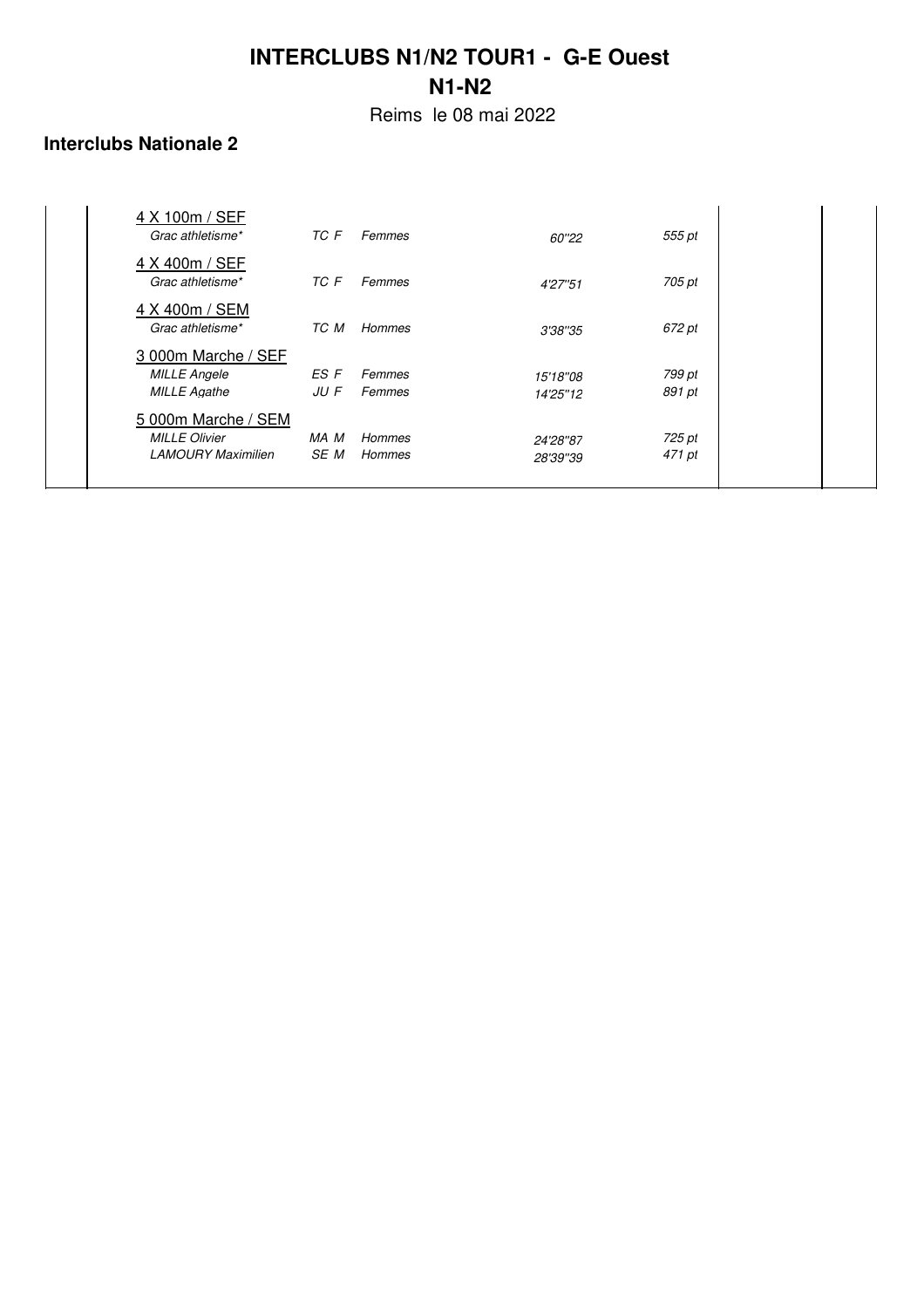# INTERCLUBS N1/N2 TOUR1 - G-E Ouest

## N1-N2

Reims le 08 mai 2022

### Interclubs Nationale 2

| | | | | |
|---|---|---|---|---|
| 4 X 100m / SEF | | | | |
| *Grac athletisme** | *TC F* | *Femmes* | *60''22* | *555 pt* |
| 4 X 400m / SEF | | | | |
| *Grac athletisme** | *TC F* | *Femmes* | *4'27''51* | *705 pt* |
| 4 X 400m / SEM | | | | |
| *Grac athletisme** | *TC M* | *Hommes* | *3'38''35* | *672 pt* |
| 3 000m Marche / SEF | | | | |
| *MILLE Angele* | *ES F* | *Femmes* | *15'18''08* | *799 pt* |
| *MILLE Agathe* | *JU F* | *Femmes* | *14'25''12* | *891 pt* |
| 5 000m Marche / SEM | | | | |
| *MILLE Olivier* | *MA M* | *Hommes* | *24'28''87* | *725 pt* |
| *LAMOURY Maximilien* | *SE M* | *Hommes* | *28'39''39* | *471 pt* |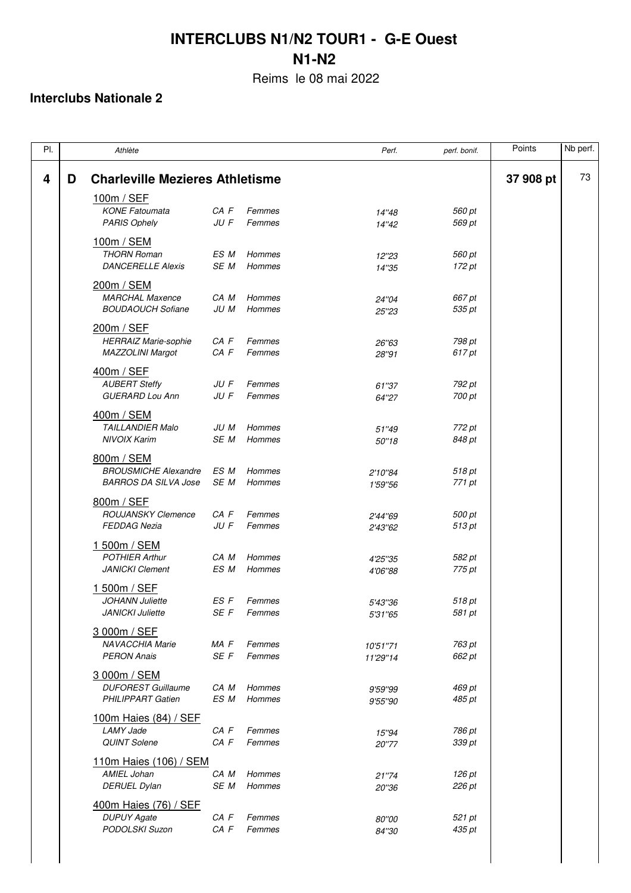# INTERCLUBS N1/N2 TOUR1 - G-E Ouest

## N1-N2

Reims le 08 mai 2022

### Interclubs Nationale 2

| Pl. | | Athlète | | | Perf. | perf. bonif. | Points | Nb perf. |
|---|---|---|---|---|---|---|---|---|
| **4** | **D** | **Charleville Mezieres Athletisme** | | | | | **37 908 pt** | 73 |
| | | 100m / SEF | | | | | | |
| | | *KONE Fatoumata* | *CA F* | *Femmes* | *14''48* | *560 pt* | | |
| | | *PARIS Ophely* | *JU F* | *Femmes* | *14''42* | *569 pt* | | |
| | | 100m / SEM | | | | | | |
| | | *THORN Roman* | *ES M* | *Hommes* | *12''23* | *560 pt* | | |
| | | *DANCERELLE Alexis* | *SE M* | *Hommes* | *14''35* | *172 pt* | | |
| | | 200m / SEM | | | | | | |
| | | *MARCHAL Maxence* | *CA M* | *Hommes* | *24''04* | *667 pt* | | |
| | | *BOUDAOUCH Sofiane* | *JU M* | *Hommes* | *25''23* | *535 pt* | | |
| | | 200m / SEF | | | | | | |
| | | *HERRAIZ Marie-sophie* | *CA F* | *Femmes* | *26''63* | *798 pt* | | |
| | | *MAZZOLINI Margot* | *CA F* | *Femmes* | *28''91* | *617 pt* | | |
| | | 400m / SEF | | | | | | |
| | | *AUBERT Steffy* | *JU F* | *Femmes* | *61''37* | *792 pt* | | |
| | | *GUERARD Lou Ann* | *JU F* | *Femmes* | *64''27* | *700 pt* | | |
| | | 400m / SEM | | | | | | |
| | | *TAILLANDIER Malo* | *JU M* | *Hommes* | *51''49* | *772 pt* | | |
| | | *NIVOIX Karim* | *SE M* | *Hommes* | *50''18* | *848 pt* | | |
| | | 800m / SEM | | | | | | |
| | | *BROUSMICHE Alexandre* | *ES M* | *Hommes* | *2'10''84* | *518 pt* | | |
| | | *BARROS DA SILVA Jose* | *SE M* | *Hommes* | *1'59''56* | *771 pt* | | |
| | | 800m / SEF | | | | | | |
| | | *ROUJANSKY Clemence* | *CA F* | *Femmes* | *2'44''69* | *500 pt* | | |
| | | *FEDDAG Nezia* | *JU F* | *Femmes* | *2'43''62* | *513 pt* | | |
| | | 1 500m / SEM | | | | | | |
| | | *POTHIER Arthur* | *CA M* | *Hommes* | *4'25''35* | *582 pt* | | |
| | | *JANICKI Clement* | *ES M* | *Hommes* | *4'06''88* | *775 pt* | | |
| | | 1 500m / SEF | | | | | | |
| | | *JOHANN Juliette* | *ES F* | *Femmes* | *5'43''36* | *518 pt* | | |
| | | *JANICKI Juliette* | *SE F* | *Femmes* | *5'31''65* | *581 pt* | | |
| | | 3 000m / SEF | | | | | | |
| | | *NAVACCHIA Marie* | *MA F* | *Femmes* | *10'51''71* | *763 pt* | | |
| | | *PERON Anais* | *SE F* | *Femmes* | *11'29''14* | *662 pt* | | |
| | | 3 000m / SEM | | | | | | |
| | | *DUFOREST Guillaume* | *CA M* | *Hommes* | *9'59''99* | *469 pt* | | |
| | | *PHILIPPART Gatien* | *ES M* | *Hommes* | *9'55''90* | *485 pt* | | |
| | | 100m Haies (84) / SEF | | | | | | |
| | | *LAMY Jade* | *CA F* | *Femmes* | *15''94* | *786 pt* | | |
| | | *QUINT Solene* | *CA F* | *Femmes* | *20''77* | *339 pt* | | |
| | | 110m Haies (106) / SEM | | | | | | |
| | | *AMIEL Johan* | *CA M* | *Hommes* | *21''74* | *126 pt* | | |
| | | *DERUEL Dylan* | *SE M* | *Hommes* | *20''36* | *226 pt* | | |
| | | 400m Haies (76) / SEF | | | | | | |
| | | *DUPUY Agate* | *CA F* | *Femmes* | *80''00* | *521 pt* | | |
| | | *PODOLSKI Suzon* | *CA F* | *Femmes* | *84''30* | *435 pt* | | |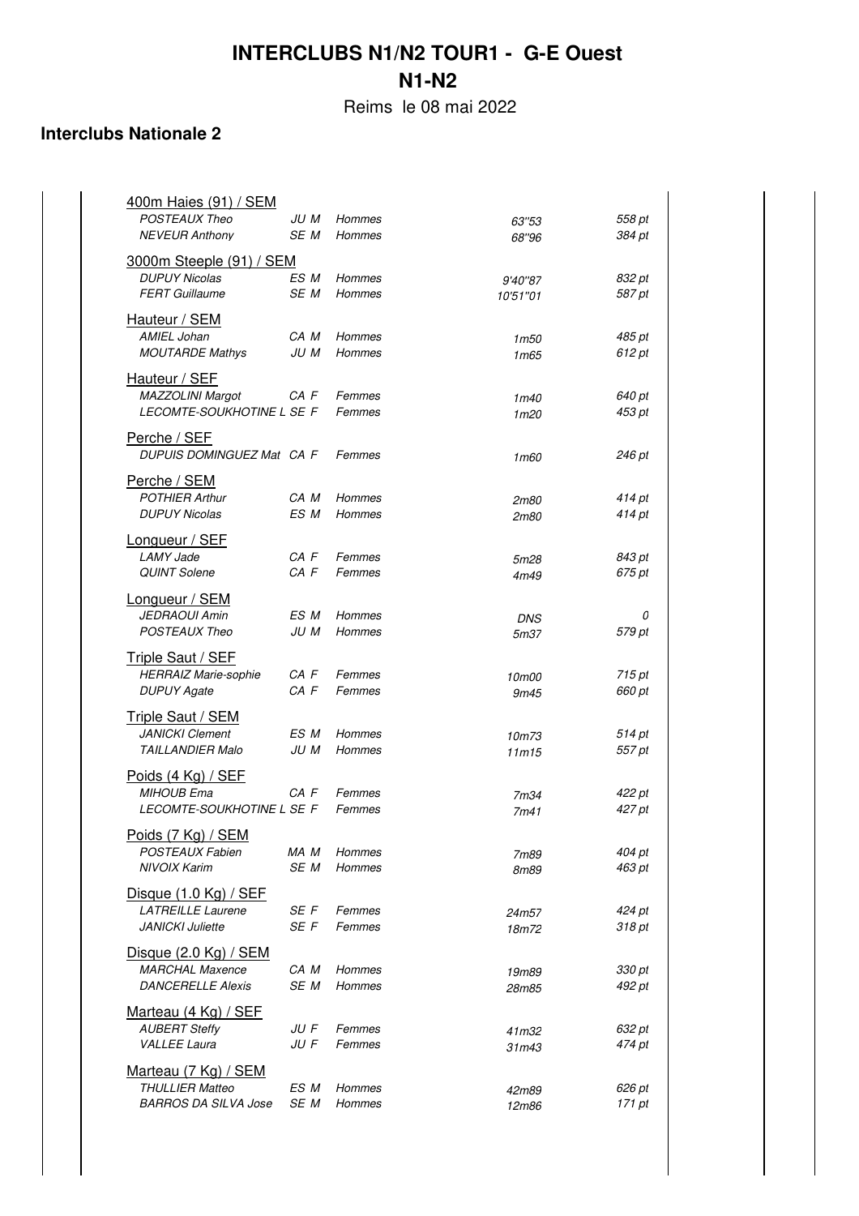# INTERCLUBS N1/N2 TOUR1 - G-E Ouest

## N1-N2

Reims le 08 mai 2022

### Interclubs Nationale 2

**400m Haies (91) / SEM**

| | | | | |
|---|---|---|---|---|
| POSTEAUX Theo | JU M | Hommes | 63"53 | 558 pt |
| NEVEUR Anthony | SE M | Hommes | 68"96 | 384 pt |

**3000m Steeple (91) / SEM**

| | | | | |
|---|---|---|---|---|
| DUPUY Nicolas | ES M | Hommes | 9'40"87 | 832 pt |
| FERT Guillaume | SE M | Hommes | 10'51"01 | 587 pt |

**Hauteur / SEM**

| | | | | |
|---|---|---|---|---|
| AMIEL Johan | CA M | Hommes | 1m50 | 485 pt |
| MOUTARDE Mathys | JU M | Hommes | 1m65 | 612 pt |

**Hauteur / SEF**

| | | | | |
|---|---|---|---|---|
| MAZZOLINI Margot | CA F | Femmes | 1m40 | 640 pt |
| LECOMTE-SOUKHOTINE L | SE F | Femmes | 1m20 | 453 pt |

**Perche / SEF**

| | | | | |
|---|---|---|---|---|
| DUPUIS DOMINGUEZ Mat | CA F | Femmes | 1m60 | 246 pt |

**Perche / SEM**

| | | | | |
|---|---|---|---|---|
| POTHIER Arthur | CA M | Hommes | 2m80 | 414 pt |
| DUPUY Nicolas | ES M | Hommes | 2m80 | 414 pt |

**Longueur / SEF**

| | | | | |
|---|---|---|---|---|
| LAMY Jade | CA F | Femmes | 5m28 | 843 pt |
| QUINT Solene | CA F | Femmes | 4m49 | 675 pt |

**Longueur / SEM**

| | | | | |
|---|---|---|---|---|
| JEDRAOUI Amin | ES M | Hommes | DNS | 0 |
| POSTEAUX Theo | JU M | Hommes | 5m37 | 579 pt |

**Triple Saut / SEF**

| | | | | |
|---|---|---|---|---|
| HERRAIZ Marie-sophie | CA F | Femmes | 10m00 | 715 pt |
| DUPUY Agate | CA F | Femmes | 9m45 | 660 pt |

**Triple Saut / SEM**

| | | | | |
|---|---|---|---|---|
| JANICKI Clement | ES M | Hommes | 10m73 | 514 pt |
| TAILLANDIER Malo | JU M | Hommes | 11m15 | 557 pt |

**Poids (4 Kg) / SEF**

| | | | | |
|---|---|---|---|---|
| MIHOUB Ema | CA F | Femmes | 7m34 | 422 pt |
| LECOMTE-SOUKHOTINE L | SE F | Femmes | 7m41 | 427 pt |

**Poids (7 Kg) / SEM**

| | | | | |
|---|---|---|---|---|
| POSTEAUX Fabien | MA M | Hommes | 7m89 | 404 pt |
| NIVOIX Karim | SE M | Hommes | 8m89 | 463 pt |

**Disque (1.0 Kg) / SEF**

| | | | | |
|---|---|---|---|---|
| LATREILLE Laurene | SE F | Femmes | 24m57 | 424 pt |
| JANICKI Juliette | SE F | Femmes | 18m72 | 318 pt |

**Disque (2.0 Kg) / SEM**

| | | | | |
|---|---|---|---|---|
| MARCHAL Maxence | CA M | Hommes | 19m89 | 330 pt |
| DANCERELLE Alexis | SE M | Hommes | 28m85 | 492 pt |

**Marteau (4 Kg) / SEF**

| | | | | |
|---|---|---|---|---|
| AUBERT Steffy | JU F | Femmes | 41m32 | 632 pt |
| VALLEE Laura | JU F | Femmes | 31m43 | 474 pt |

**Marteau (7 Kg) / SEM**

| | | | | |
|---|---|---|---|---|
| THULLIER Matteo | ES M | Hommes | 42m89 | 626 pt |
| BARROS DA SILVA Jose | SE M | Hommes | 12m86 | 171 pt |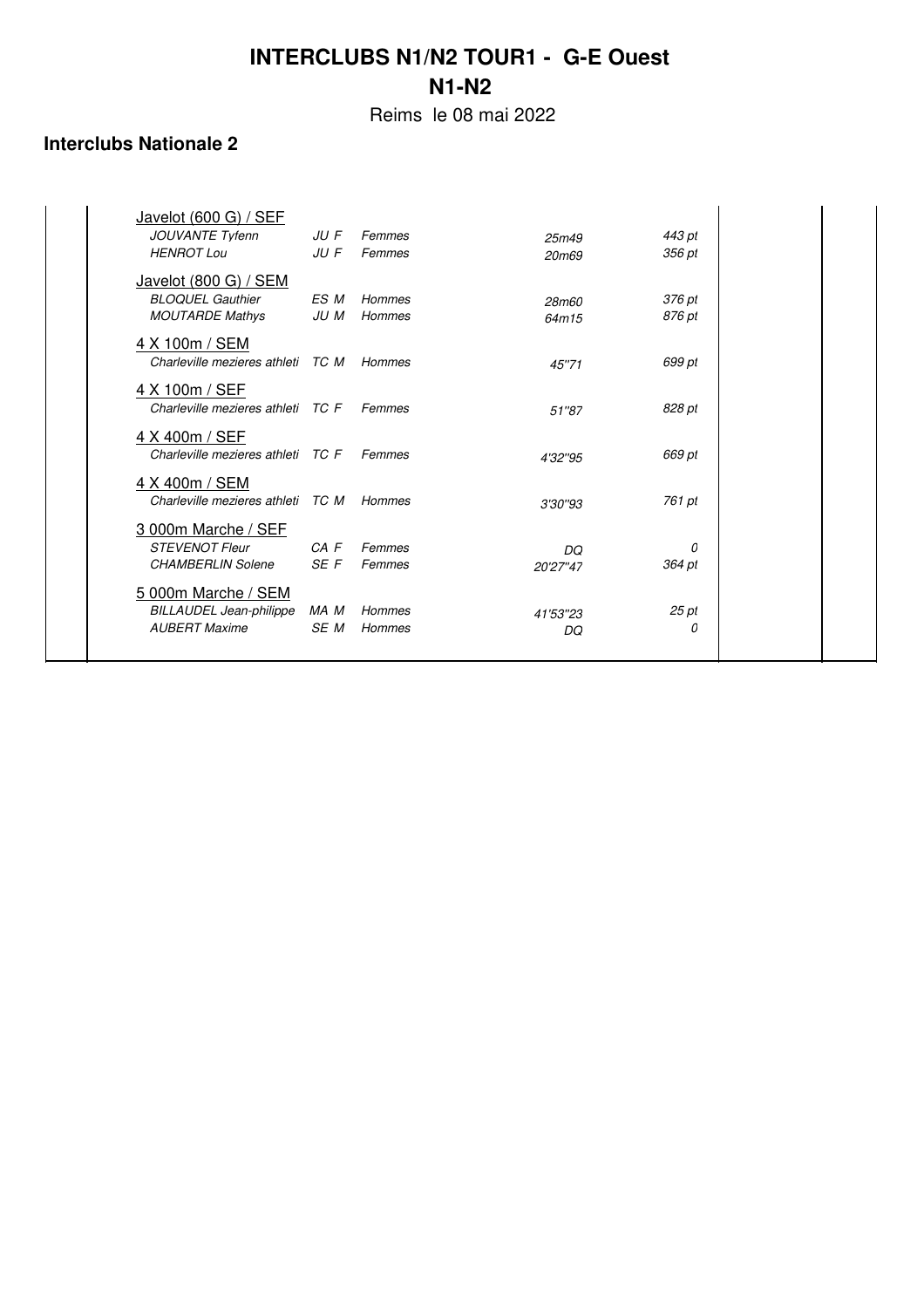# INTERCLUBS N1/N2 TOUR1 - G-E Ouest

## N1-N2

Reims le 08 mai 2022

### Interclubs Nationale 2

| Épreuve / Athlète | Cat. | | Perf. | Points |
|---|---|---|---|---|
| Javelot (600 G) / SEF | | | | |
| *JOUVANTE Tyfenn* | *JU F* | *Femmes* | *25m49* | *443 pt* |
| *HENROT Lou* | *JU F* | *Femmes* | *20m69* | *356 pt* |
| Javelot (800 G) / SEM | | | | |
| *BLOQUEL Gauthier* | *ES M* | *Hommes* | *28m60* | *376 pt* |
| *MOUTARDE Mathys* | *JU M* | *Hommes* | *64m15* | *876 pt* |
| 4 X 100m / SEM | | | | |
| *Charleville mezieres athleti* | *TC M* | *Hommes* | *45''71* | *699 pt* |
| 4 X 100m / SEF | | | | |
| *Charleville mezieres athleti* | *TC F* | *Femmes* | *51''87* | *828 pt* |
| 4 X 400m / SEF | | | | |
| *Charleville mezieres athleti* | *TC F* | *Femmes* | *4'32''95* | *669 pt* |
| 4 X 400m / SEM | | | | |
| *Charleville mezieres athleti* | *TC M* | *Hommes* | *3'30''93* | *761 pt* |
| 3 000m Marche / SEF | | | | |
| *STEVENOT Fleur* | *CA F* | *Femmes* | *DQ* | *0* |
| *CHAMBERLIN Solene* | *SE F* | *Femmes* | *20'27''47* | *364 pt* |
| 5 000m Marche / SEM | | | | |
| *BILLAUDEL Jean-philippe* | *MA M* | *Hommes* | *41'53''23* | *25 pt* |
| *AUBERT Maxime* | *SE M* | *Hommes* | *DQ* | *0* |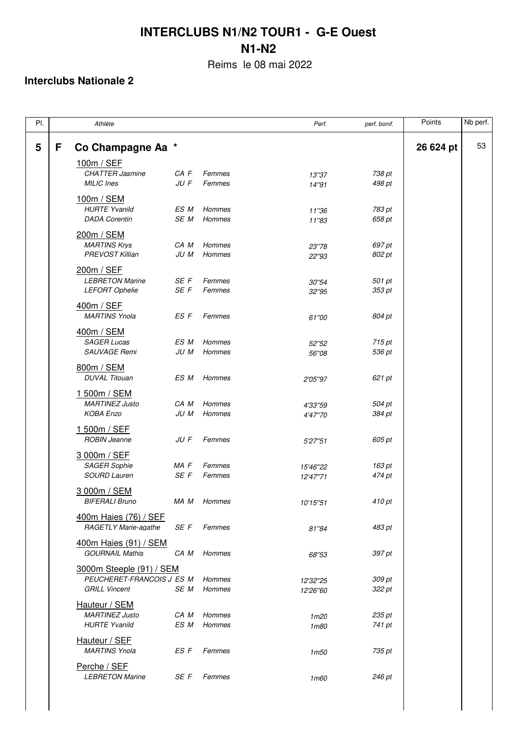# INTERCLUBS N1/N2 TOUR1 - G-E Ouest

## N1-N2

Reims le 08 mai 2022

### Interclubs Nationale 2

| Pl. | | Athlète | | | Perf. | perf. bonif. | Points | Nb perf. |
|---|---|---|---|---|---|---|---|---|
| **5** | **F** | **Co Champagne Aa *** | | | | | **26 624 pt** | 53 |
| | | 100m / SEF | | | | | | |
| | | CHATTER Jasmine | CA F | Femmes | 13''37 | 738 pt | | |
| | | MILIC Ines | JU F | Femmes | 14''91 | 498 pt | | |
| | | 100m / SEM | | | | | | |
| | | HURTE Yvanild | ES M | Hommes | 11''36 | 783 pt | | |
| | | DADA Corentin | SE M | Hommes | 11''83 | 658 pt | | |
| | | 200m / SEM | | | | | | |
| | | MARTINS Krys | CA M | Hommes | 23''78 | 697 pt | | |
| | | PREVOST Killian | JU M | Hommes | 22''93 | 802 pt | | |
| | | 200m / SEF | | | | | | |
| | | LEBRETON Marine | SE F | Femmes | 30''54 | 501 pt | | |
| | | LEFORT Ophelie | SE F | Femmes | 32''95 | 353 pt | | |
| | | 400m / SEF | | | | | | |
| | | MARTINS Ynola | ES F | Femmes | 61''00 | 804 pt | | |
| | | 400m / SEM | | | | | | |
| | | SAGER Lucas | ES M | Hommes | 52''52 | 715 pt | | |
| | | SAUVAGE Remi | JU M | Hommes | 56''08 | 536 pt | | |
| | | 800m / SEM | | | | | | |
| | | DUVAL Titouan | ES M | Hommes | 2'05''97 | 621 pt | | |
| | | 1 500m / SEM | | | | | | |
| | | MARTINEZ Justo | CA M | Hommes | 4'33''59 | 504 pt | | |
| | | KOBA Enzo | JU M | Hommes | 4'47''70 | 384 pt | | |
| | | 1 500m / SEF | | | | | | |
| | | ROBIN Jeanne | JU F | Femmes | 5'27''51 | 605 pt | | |
| | | 3 000m / SEF | | | | | | |
| | | SAGER Sophie | MA F | Femmes | 15'46''22 | 163 pt | | |
| | | SOURD Lauren | SE F | Femmes | 12'47''71 | 474 pt | | |
| | | 3 000m / SEM | | | | | | |
| | | BIFERALI Bruno | MA M | Hommes | 10'15''51 | 410 pt | | |
| | | 400m Haies (76) / SEF | | | | | | |
| | | RAGETLY Marie-agathe | SE F | Femmes | 81''84 | 483 pt | | |
| | | 400m Haies (91) / SEM | | | | | | |
| | | GOURNAIL Mathis | CA M | Hommes | 68''53 | 397 pt | | |
| | | 3000m Steeple (91) / SEM | | | | | | |
| | | PEUCHERET-FRANCOIS J | ES M | Hommes | 12'32''25 | 309 pt | | |
| | | GRILL Vincent | SE M | Hommes | 12'26''60 | 322 pt | | |
| | | Hauteur / SEM | | | | | | |
| | | MARTINEZ Justo | CA M | Hommes | 1m20 | 235 pt | | |
| | | HURTE Yvanild | ES M | Hommes | 1m80 | 741 pt | | |
| | | Hauteur / SEF | | | | | | |
| | | MARTINS Ynola | ES F | Femmes | 1m50 | 735 pt | | |
| | | Perche / SEF | | | | | | |
| | | LEBRETON Marine | SE F | Femmes | 1m60 | 246 pt | | |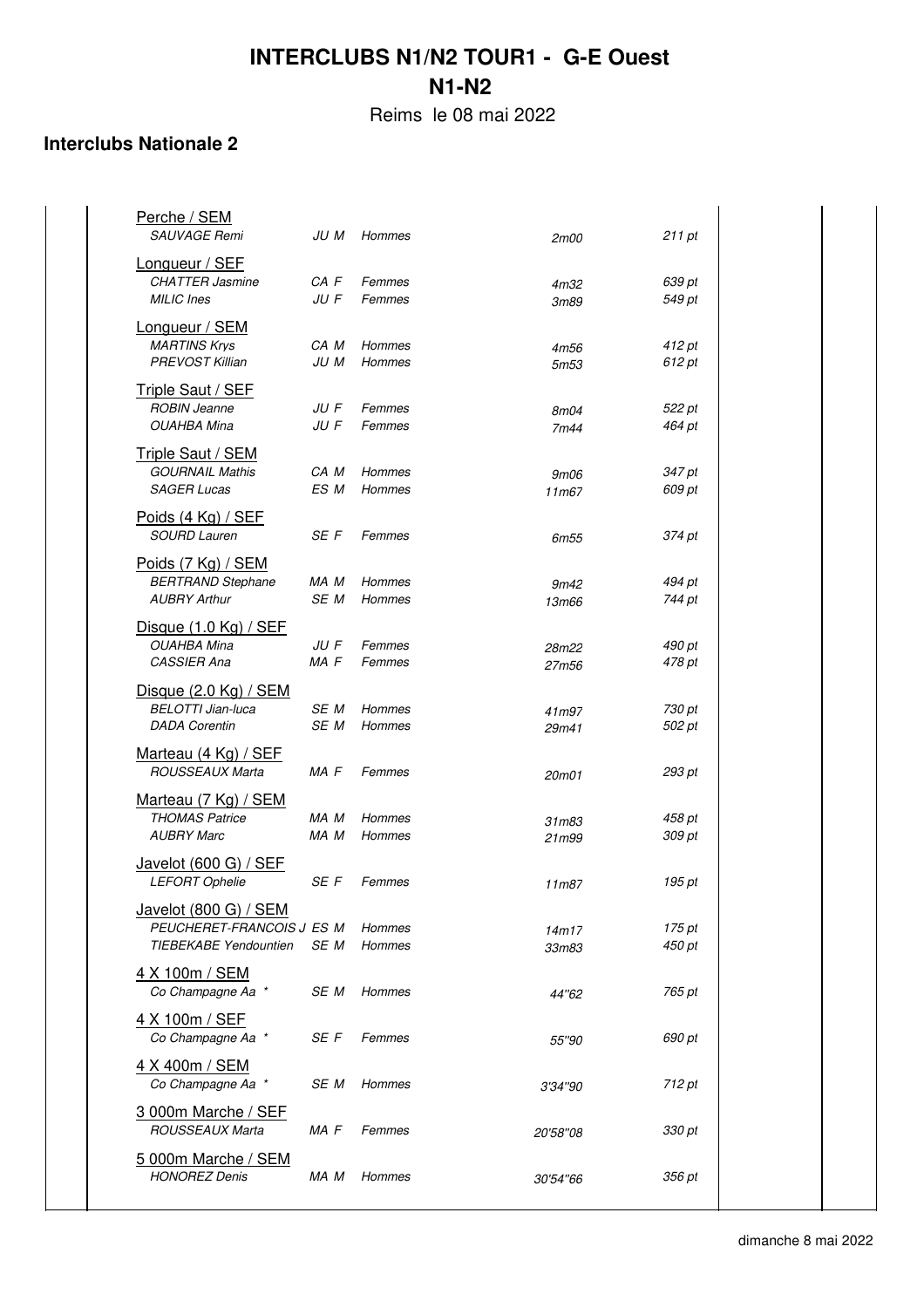# INTERCLUBS N1/N2 TOUR1 - G-E Ouest

## N1-N2

Reims le 08 mai 2022

### Interclubs Nationale 2

| | | | | |
|---|---|---|---|---|
| **Perche / SEM** | | | | |
| SAUVAGE Remi | JU M | Hommes | 2m00 | 211 pt |
| **Longueur / SEF** | | | | |
| CHATTER Jasmine | CA F | Femmes | 4m32 | 639 pt |
| MILIC Ines | JU F | Femmes | 3m89 | 549 pt |
| **Longueur / SEM** | | | | |
| MARTINS Krys | CA M | Hommes | 4m56 | 412 pt |
| PREVOST Killian | JU M | Hommes | 5m53 | 612 pt |
| **Triple Saut / SEF** | | | | |
| ROBIN Jeanne | JU F | Femmes | 8m04 | 522 pt |
| OUAHBA Mina | JU F | Femmes | 7m44 | 464 pt |
| **Triple Saut / SEM** | | | | |
| GOURNAIL Mathis | CA M | Hommes | 9m06 | 347 pt |
| SAGER Lucas | ES M | Hommes | 11m67 | 609 pt |
| **Poids (4 Kg) / SEF** | | | | |
| SOURD Lauren | SE F | Femmes | 6m55 | 374 pt |
| **Poids (7 Kg) / SEM** | | | | |
| BERTRAND Stephane | MA M | Hommes | 9m42 | 494 pt |
| AUBRY Arthur | SE M | Hommes | 13m66 | 744 pt |
| **Disque (1.0 Kg) / SEF** | | | | |
| OUAHBA Mina | JU F | Femmes | 28m22 | 490 pt |
| CASSIER Ana | MA F | Femmes | 27m56 | 478 pt |
| **Disque (2.0 Kg) / SEM** | | | | |
| BELOTTI Jian-luca | SE M | Hommes | 41m97 | 730 pt |
| DADA Corentin | SE M | Hommes | 29m41 | 502 pt |
| **Marteau (4 Kg) / SEF** | | | | |
| ROUSSEAUX Marta | MA F | Femmes | 20m01 | 293 pt |
| **Marteau (7 Kg) / SEM** | | | | |
| THOMAS Patrice | MA M | Hommes | 31m83 | 458 pt |
| AUBRY Marc | MA M | Hommes | 21m99 | 309 pt |
| **Javelot (600 G) / SEF** | | | | |
| LEFORT Ophelie | SE F | Femmes | 11m87 | 195 pt |
| **Javelot (800 G) / SEM** | | | | |
| PEUCHERET-FRANCOIS J | ES M | Hommes | 14m17 | 175 pt |
| TIEBEKABE Yendountien | SE M | Hommes | 33m83 | 450 pt |
| **4 X 100m / SEM** | | | | |
| Co Champagne Aa * | SE M | Hommes | 44''62 | 765 pt |
| **4 X 100m / SEF** | | | | |
| Co Champagne Aa * | SE F | Femmes | 55''90 | 690 pt |
| **4 X 400m / SEM** | | | | |
| Co Champagne Aa * | SE M | Hommes | 3'34''90 | 712 pt |
| **3 000m Marche / SEF** | | | | |
| ROUSSEAUX Marta | MA F | Femmes | 20'58''08 | 330 pt |
| **5 000m Marche / SEM** | | | | |
| HONOREZ Denis | MA M | Hommes | 30'54''66 | 356 pt |